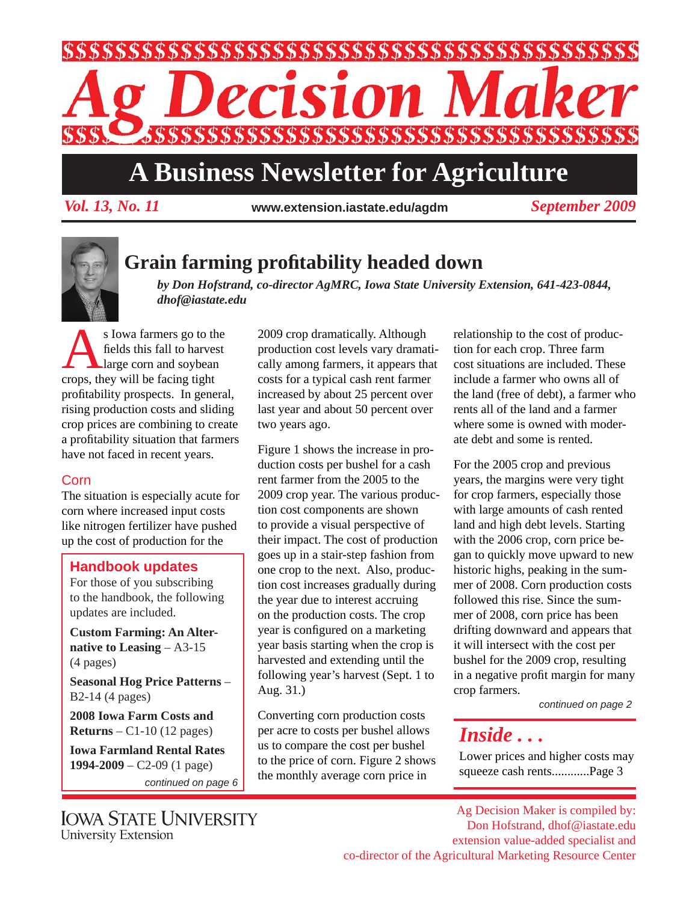# Ag Decision Maker

## A Business Newsletter for Agriculture

*Vol. 13, No. 11* www.extension.iastate.edu/agdm *September 2009*

## Grain farming profitability headed down

***by Don Hofstrand, co-director AgMRC, Iowa State University Extension, 641-423-0844, dhof@iastate.edu***

As Iowa farmers go to the fields this fall to harvest large corn and soybean crops, they will be facing tight profitability prospects. In general, rising production costs and sliding crop prices are combining to create a profitability situation that farmers have not faced in recent years.

### Corn

The situation is especially acute for corn where increased input costs like nitrogen fertilizer have pushed up the cost of production for the 2009 crop dramatically. Although production cost levels vary dramatically among farmers, it appears that costs for a typical cash rent farmer increased by about 25 percent over last year and about 50 percent over two years ago.

Figure 1 shows the increase in production costs per bushel for a cash rent farmer from the 2005 to the 2009 crop year. The various production cost components are shown to provide a visual perspective of their impact. The cost of production goes up in a stair-step fashion from one crop to the next. Also, production cost increases gradually during the year due to interest accruing on the production costs. The crop year is configured on a marketing year basis starting when the crop is harvested and extending until the following year's harvest (Sept. 1 to Aug. 31.)

Converting corn production costs per acre to costs per bushel allows us to compare the cost per bushel to the price of corn. Figure 2 shows the monthly average corn price in relationship to the cost of production for each crop. Three farm cost situations are included. These include a farmer who owns all of the land (free of debt), a farmer who rents all of the land and a farmer where some is owned with moderate debt and some is rented.

For the 2005 crop and previous years, the margins were very tight for crop farmers, especially those with large amounts of cash rented land and high debt levels. Starting with the 2006 crop, corn price began to quickly move upward to new historic highs, peaking in the summer of 2008. Corn production costs followed this rise. Since the summer of 2008, corn price has been drifting downward and appears that it will intersect with the cost per bushel for the 2009 crop, resulting in a negative profit margin for many crop farmers.

*continued on page 2*

### Handbook updates

For those of you subscribing to the handbook, the following updates are included.

**Custom Farming: An Alternative to Leasing** – A3-15 (4 pages)

**Seasonal Hog Price Patterns** – B2-14 (4 pages)

**2008 Iowa Farm Costs and Returns** – C1-10 (12 pages)

**Iowa Farmland Rental Rates 1994-2009** – C2-09 (1 page)

*continued on page 6*

### *Inside . . .*

Lower prices and higher costs may squeeze cash rents............Page 3

Iowa State University
University Extension

Ag Decision Maker is compiled by:
Don Hofstrand, dhof@iastate.edu
extension value-added specialist and
co-director of the Agricultural Marketing Resource Center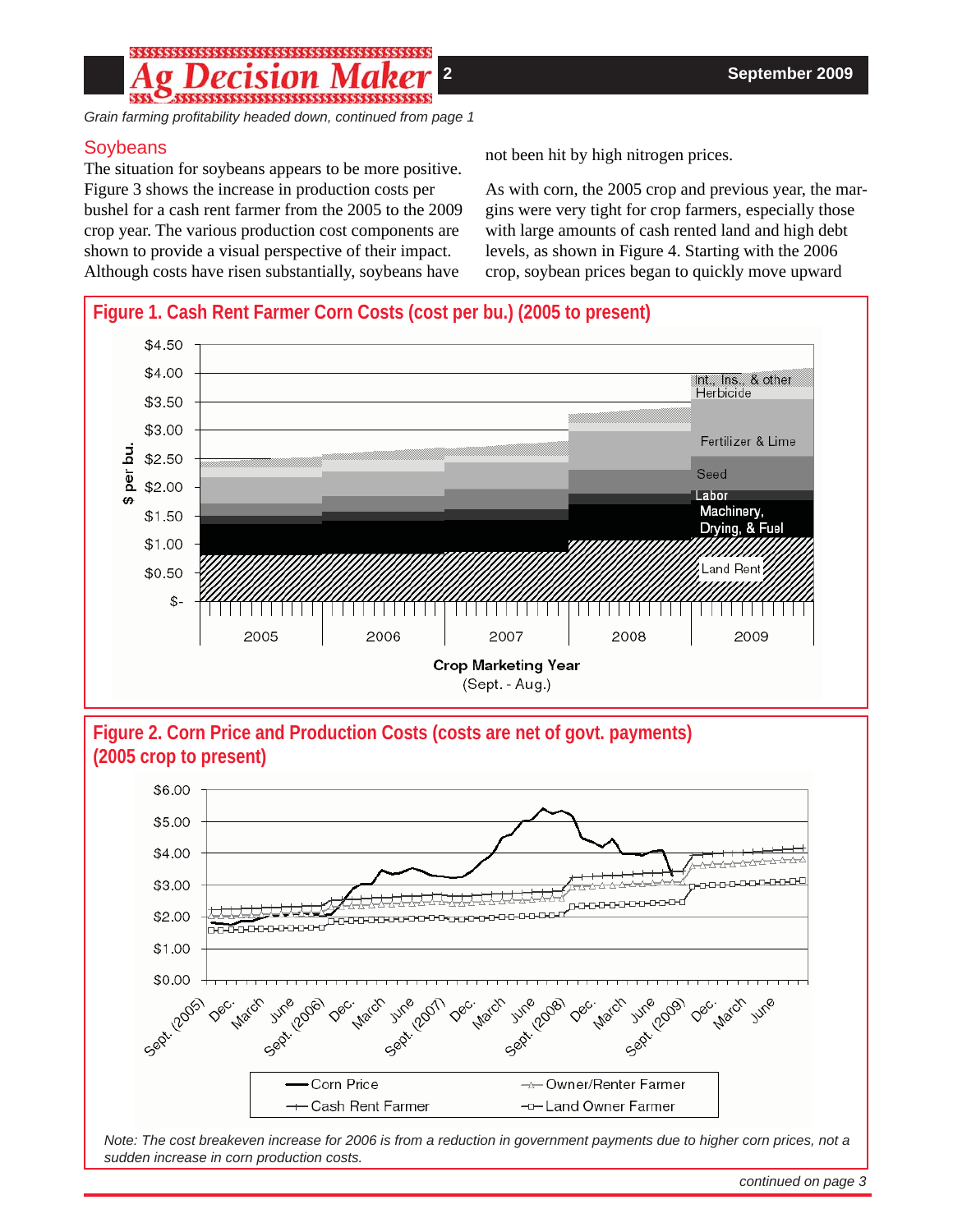*Grain farming profitability headed down, continued from page 1*

## Soybeans

The situation for soybeans appears to be more positive. Figure 3 shows the increase in production costs per bushel for a cash rent farmer from the 2005 to the 2009 crop year. The various production cost components are shown to provide a visual perspective of their impact. Although costs have risen substantially, soybeans have not been hit by high nitrogen prices.

As with corn, the 2005 crop and previous year, the margins were very tight for crop farmers, especially those with large amounts of cash rented land and high debt levels, as shown in Figure 4. Starting with the 2006 crop, soybean prices began to quickly move upward

**Figure 1. Cash Rent Farmer Corn Costs (cost per bu.) (2005 to present)**

**Figure 2. Corn Price and Production Costs (costs are net of govt. payments) (2005 crop to present)**

*Note: The cost breakeven increase for 2006 is from a reduction in government payments due to higher corn prices, not a sudden increase in corn production costs.*

*continued on page 3*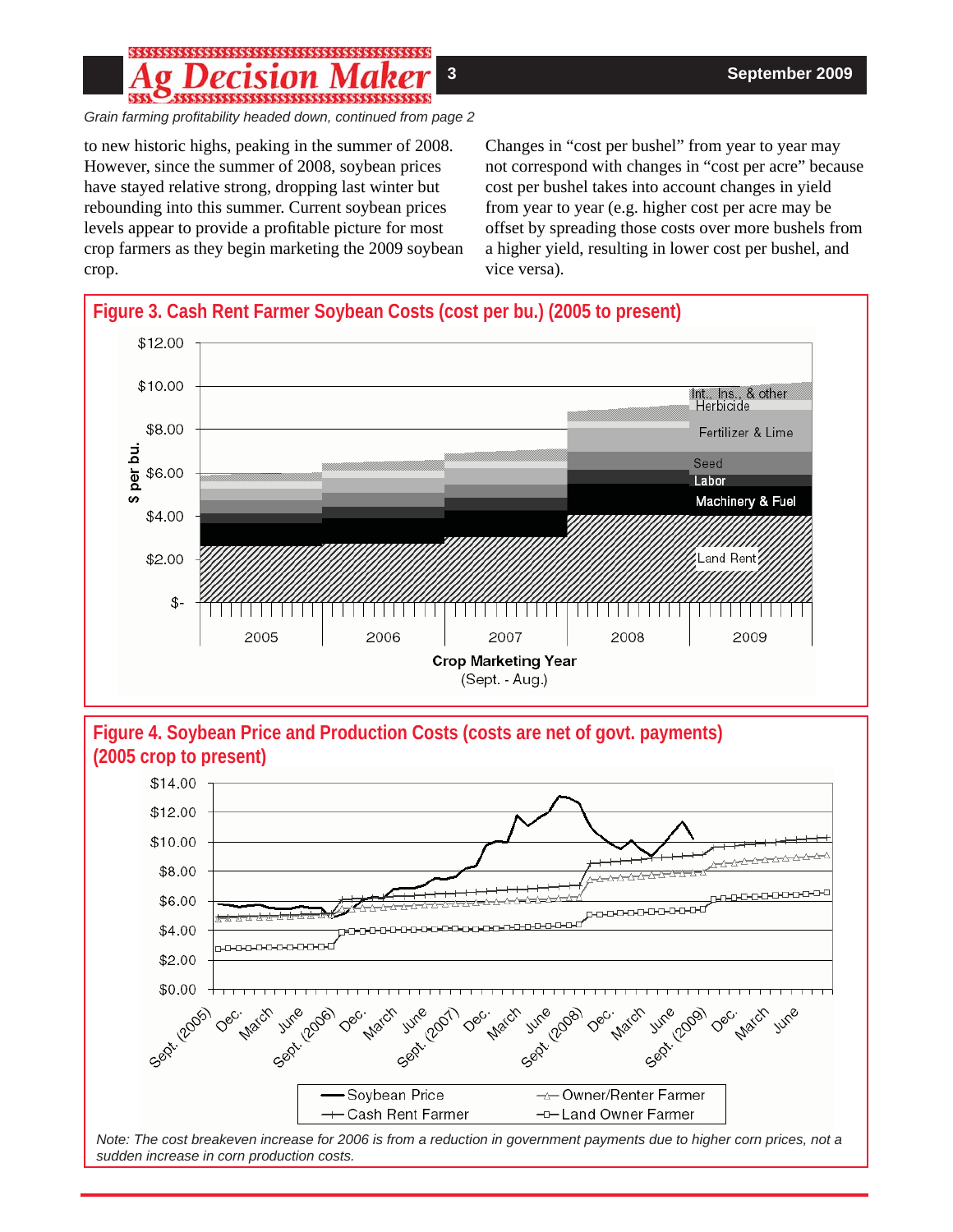*Grain farming profitability headed down, continued from page 2*

to new historic highs, peaking in the summer of 2008. However, since the summer of 2008, soybean prices have stayed relative strong, dropping last winter but rebounding into this summer. Current soybean prices levels appear to provide a profitable picture for most crop farmers as they begin marketing the 2009 soybean crop.

Changes in "cost per bushel" from year to year may not correspond with changes in "cost per acre" because cost per bushel takes into account changes in yield from year to year (e.g. higher cost per acre may be offset by spreading those costs over more bushels from a higher yield, resulting in lower cost per bushel, and vice versa).

## Figure 3. Cash Rent Farmer Soybean Costs (cost per bu.) (2005 to present)

$12.00
$10.00
$8.00
$6.00
$4.00
$2.00
$-

$ per bu.

Int., Ins., & other
Herbicide
Fertilizer & Lime
Seed
Labor
Machinery & Fuel
Land Rent

2005
2006
2007
2008
2009

Crop Marketing Year
(Sept. - Aug.)

## Figure 4. Soybean Price and Production Costs (costs are net of govt. payments) (2005 crop to present)

$14.00
$12.00
$10.00
$8.00
$6.00
$4.00
$2.00
$0.00

Sept. (2005), Dec., March, June, Sept. (2006), Dec., March, June, Sept. (2007), Dec., March, June, Sept. (2008), Dec., March, June, Sept. (2009), Dec., March, June

Soybean Price
Cash Rent Farmer
Owner/Renter Farmer
Land Owner Farmer

*Note: The cost breakeven increase for 2006 is from a reduction in government payments due to higher corn prices, not a sudden increase in corn production costs.*